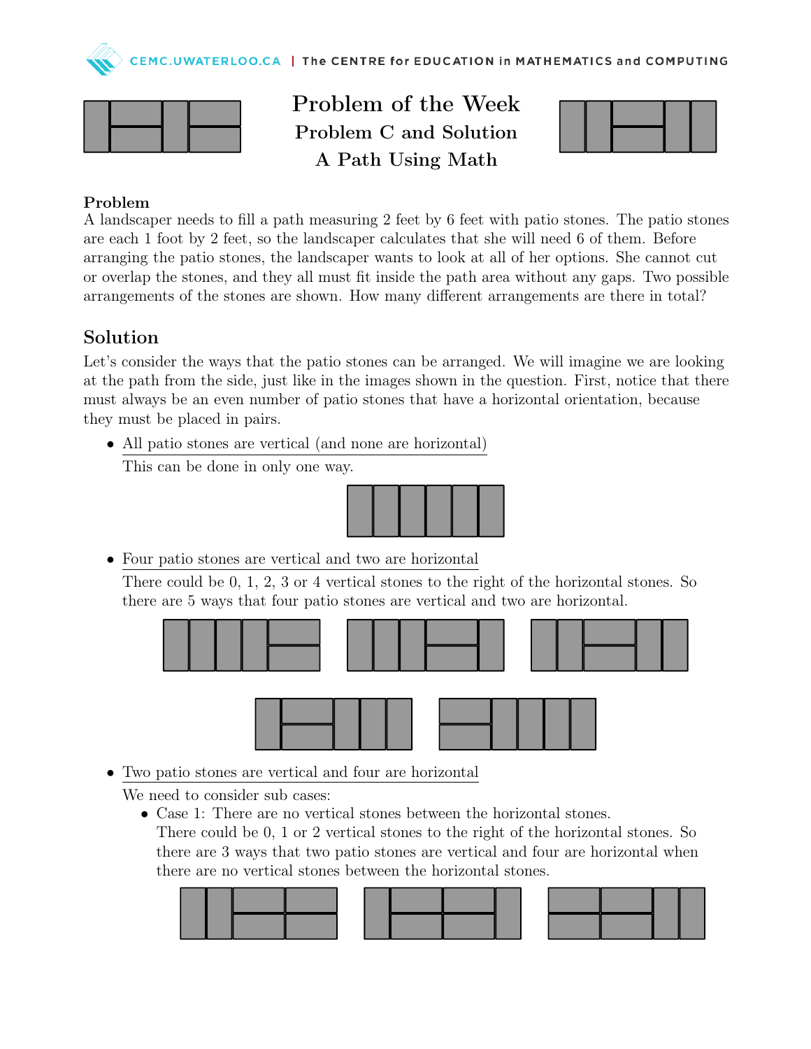# Problem of the Week

## Problem C and Solution

## A Path Using Math

**Problem**

A landscaper needs to fill a path measuring 2 feet by 6 feet with patio stones. The patio stones are each 1 foot by 2 feet, so the landscaper calculates that she will need 6 of them. Before arranging the patio stones, the landscaper wants to look at all of her options. She cannot cut or overlap the stones, and they all must fit inside the path area without any gaps. Two possible arrangements of the stones are shown. How many different arrangements are there in total?

## Solution

Let's consider the ways that the patio stones can be arranged. We will imagine we are looking at the path from the side, just like in the images shown in the question. First, notice that there must always be an even number of patio stones that have a horizontal orientation, because they must be placed in pairs.

- All patio stones are vertical (and none are horizontal)
  This can be done in only one way.

- Four patio stones are vertical and two are horizontal
  There could be 0, 1, 2, 3 or 4 vertical stones to the right of the horizontal stones. So there are 5 ways that four patio stones are vertical and two are horizontal.

- Two patio stones are vertical and four are horizontal
  We need to consider sub cases:
  - Case 1: There are no vertical stones between the horizontal stones.
    There could be 0, 1 or 2 vertical stones to the right of the horizontal stones. So there are 3 ways that two patio stones are vertical and four are horizontal when there are no vertical stones between the horizontal stones.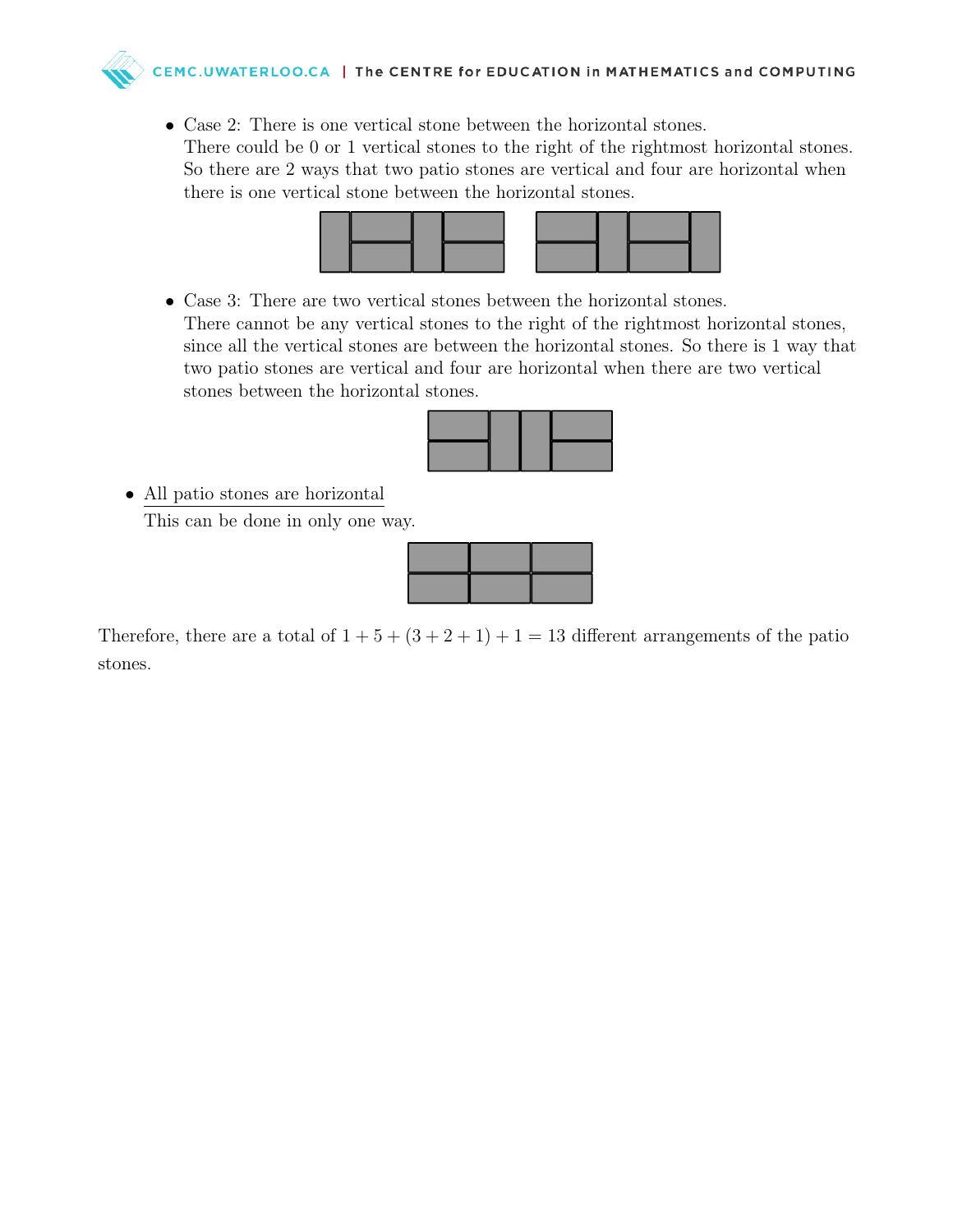- Case 2: There is one vertical stone between the horizontal stones.
  There could be 0 or 1 vertical stones to the right of the rightmost horizontal stones. So there are 2 ways that two patio stones are vertical and four are horizontal when there is one vertical stone between the horizontal stones.

- Case 3: There are two vertical stones between the horizontal stones.
  There cannot be any vertical stones to the right of the rightmost horizontal stones, since all the vertical stones are between the horizontal stones. So there is 1 way that two patio stones are vertical and four are horizontal when there are two vertical stones between the horizontal stones.

- All patio stones are horizontal
  This can be done in only one way.

Therefore, there are a total of $1 + 5 + (3 + 2 + 1) + 1 = 13$ different arrangements of the patio stones.